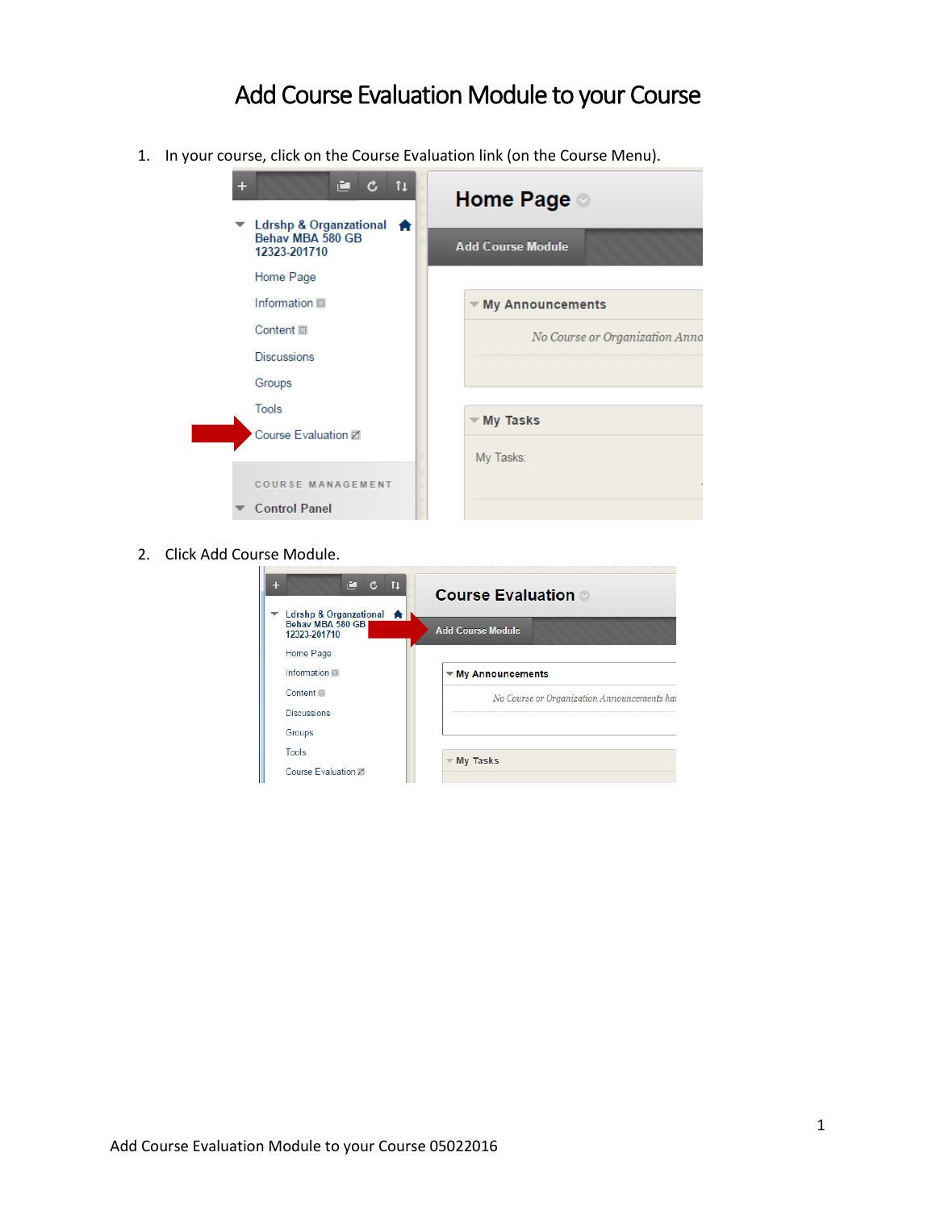# Add Course Evaluation Module to your Course

1. In your course, click on the Course Evaluation link (on the Course Menu).

2. Click Add Course Module.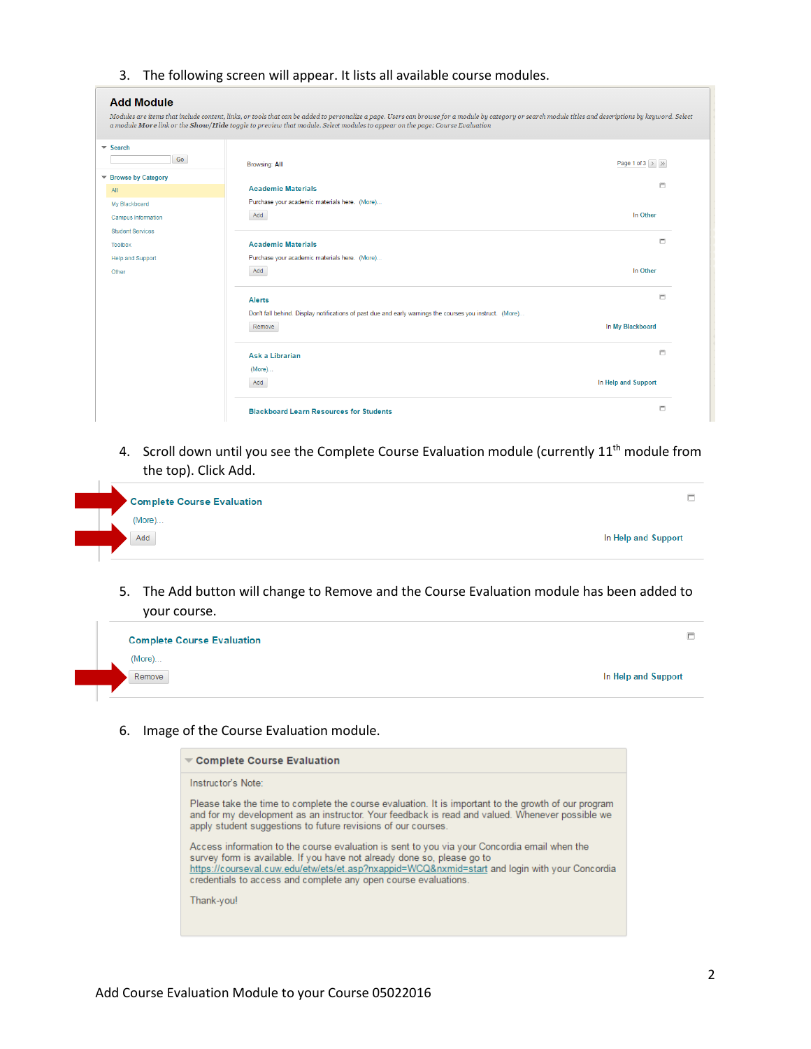3. The following screen will appear. It lists all available course modules.

**Add Module**

*Modules are items that include content, links, or tools that can be added to personalize a page. Users can browse for a module by category or search module titles and descriptions by keyword. Select a module **More** link or the **Show/Hide** toggle to preview that module. Select modules to appear on the page: Course Evaluation*

Search

Go

Browse by Category

- All
- My Blackboard
- Campus Information
- Student Services
- Toolbox
- Help and Support
- Other

Browsing: **All**

Page 1 of 3

**Academic Materials**
Purchase your academic materials here. (More)...
Add — In Other

**Academic Materials**
Purchase your academic materials here. (More)...
Add — In Other

**Alerts**
Don't fall behind. Display notifications of past due and early warnings the courses you instruct. (More)...
Remove — In My Blackboard

**Ask a Librarian**
(More)...
Add — In Help and Support

**Blackboard Learn Resources for Students**

4. Scroll down until you see the Complete Course Evaluation module (currently 11th module from the top). Click Add.

**Complete Course Evaluation**
(More)...
Add — In Help and Support

5. The Add button will change to Remove and the Course Evaluation module has been added to your course.

**Complete Course Evaluation**
(More)...
Remove — In Help and Support

6. Image of the Course Evaluation module.

**Complete Course Evaluation**

Instructor's Note:

Please take the time to complete the course evaluation. It is important to the growth of our program and for my development as an instructor. Your feedback is read and valued. Whenever possible we apply student suggestions to future revisions of our courses.

Access information to the course evaluation is sent to you via your Concordia email when the survey form is available. If you have not already done so, please go to https://courseval.cuw.edu/etw/ets/et.asp?nxappid=WCQ&nxmid=start and login with your Concordia credentials to access and complete any open course evaluations.

Thank-you!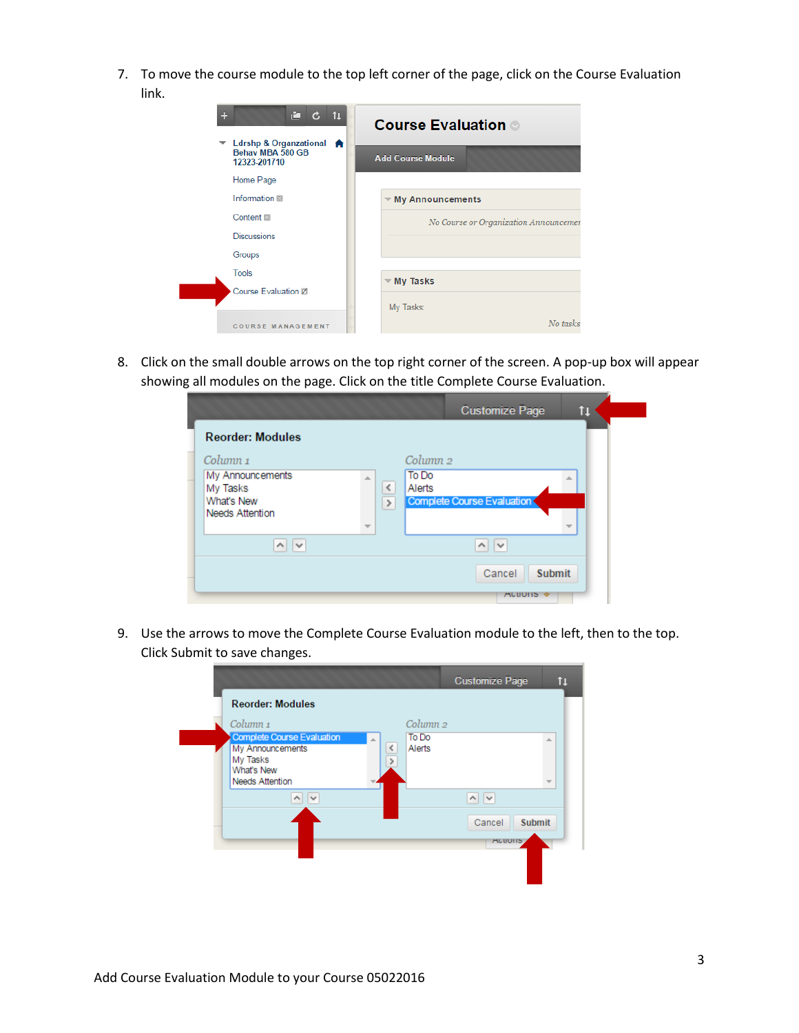7. To move the course module to the top left corner of the page, click on the Course Evaluation link.

8. Click on the small double arrows on the top right corner of the screen. A pop-up box will appear showing all modules on the page. Click on the title Complete Course Evaluation.

9. Use the arrows to move the Complete Course Evaluation module to the left, then to the top. Click Submit to save changes.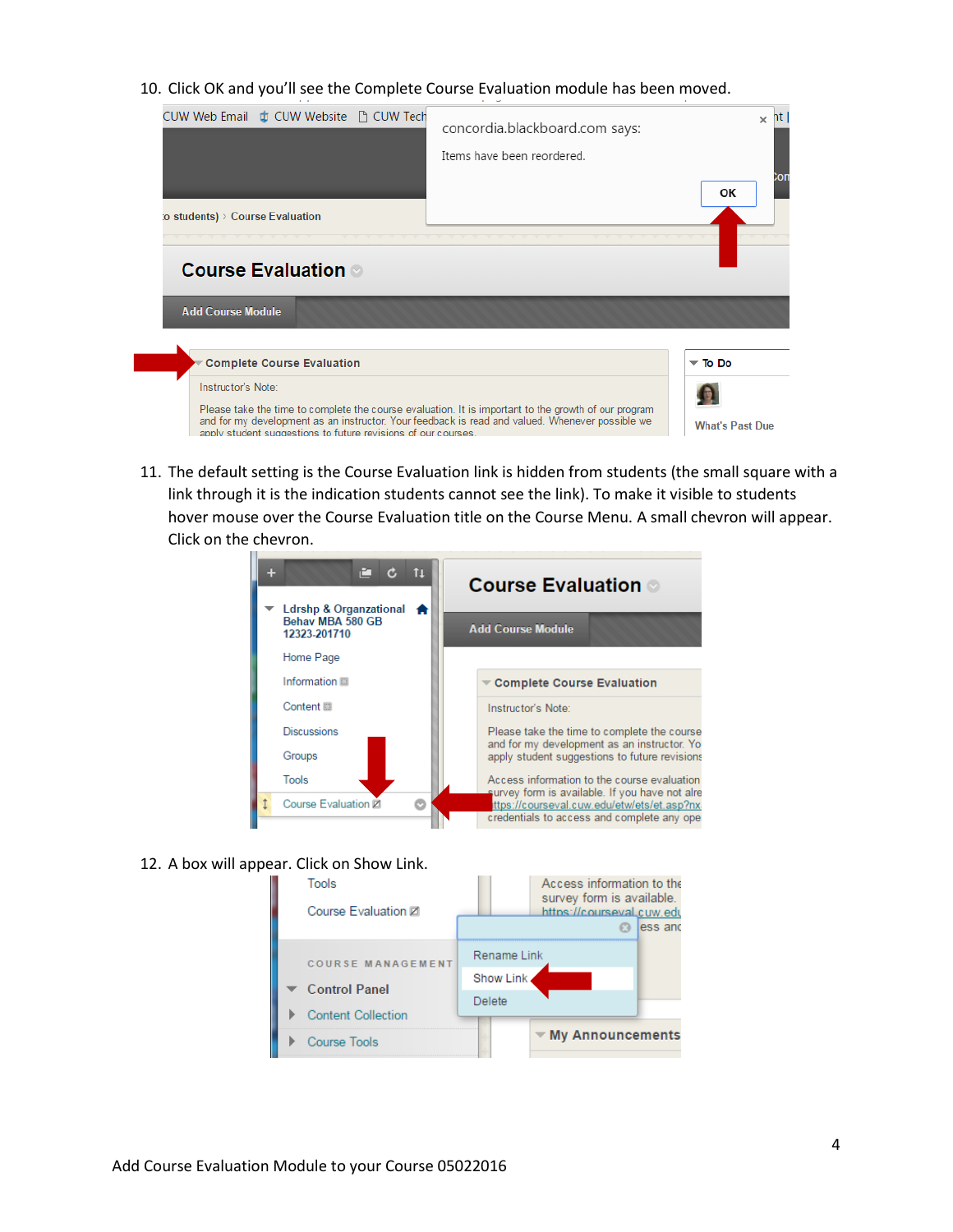10. Click OK and you'll see the Complete Course Evaluation module has been moved.

11. The default setting is the Course Evaluation link is hidden from students (the small square with a link through it is the indication students cannot see the link). To make it visible to students hover mouse over the Course Evaluation title on the Course Menu. A small chevron will appear. Click on the chevron.

12. A box will appear. Click on Show Link.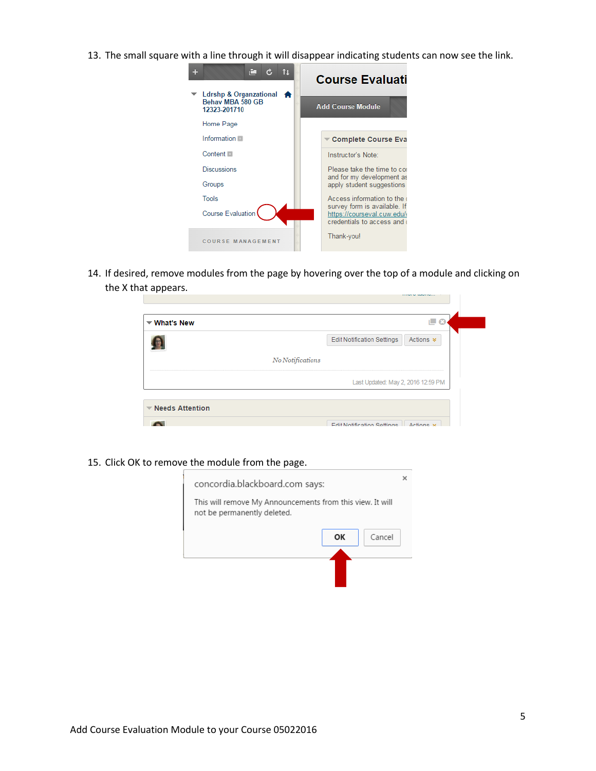13. The small square with a line through it will disappear indicating students can now see the link.

14. If desired, remove modules from the page by hovering over the top of a module and clicking on the X that appears.

15. Click OK to remove the module from the page.